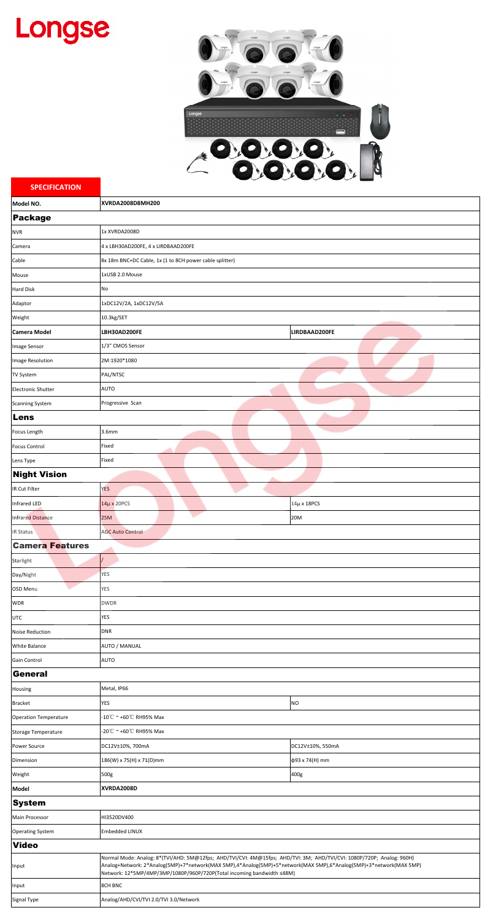# Longse

## SPECIFICATION

| Model NO. | XVRDA2008D8MH200 | |
|---|---|---|
| **Package** | | |
| NVR | 1x XVRDA2008D | |
| Camera | 4 x LBH30AD200FE, 4 x LIRDBAAD200FE | |
| Cable | 8x 18m BNC+DC Cable, 1x (1 to 8CH power cable splitter) | |
| Mouse | 1xUSB 2.0 Mouse | |
| Hard Disk | No | |
| Adaptor | 1xDC12V/2A, 1xDC12V/5A | |
| Weight | 10.3kg/SET | |
| **Camera Model** | **LBH30AD200FE** | **LIRDBAAD200FE** |
| Image Sensor | 1/3" CMOS Sensor | |
| Image Resolution | 2M:1920*1080 | |
| TV System | PAL/NTSC | |
| Electronic Shutter | AUTO | |
| Scanning System | Progressive Scan | |
| **Lens** | | |
| Focus Length | 3.6mm | |
| Focus Control | Fixed | |
| Lens Type | Fixed | |
| **Night Vision** | | |
| IR Cut Filter | YES | |
| Infrared LED | 14μ x 20PCS | 14μ x 18PCS |
| Infrared Distance | 25M | 20M |
| IR Status | AGC Auto Control | |
| **Camera Features** | | |
| Starlight | / | |
| Day/Night | YES | |
| OSD Menu | YES | |
| WDR | DWDR | |
| UTC | YES | |
| Noise Reduction | DNR | |
| White Balance | AUTO / MANUAL | |
| Gain Control | AUTO | |
| **General** | | |
| Housing | Metal, IP66 | |
| Bracket | YES | NO |
| Operation Temperature | -10℃ ~ +60℃ RH95% Max | |
| Storage Temperature | -20℃ ~ +60℃ RH95% Max | |
| Power Source | DC12V±10%, 700mA | DC12V±10%, 550mA |
| Dimension | 186(W) x 75(H) x 71(D)mm | ф93 x 74(H) mm |
| Weight | 500g | 400g |
| **Model** | **XVRDA2008D** | |
| **System** | | |
| Main Processor | HI3520DV400 | |
| Operating System | Embedded LINUX | |
| **Video** | | |
| Input | Normal Mode: Analog: 8*(TVI/AHD: 5M@12fps; AHD/TVI/CVI: 4M@15fps; AHD/TVI: 3M; AHD/TVI/CVI: 1080P/720P; Analog: 960H)<br>Analog+Network: 2*Analog(5MP)+7*network(MAX 5MP),4*Analog(5MP)+5*network(MAX 5MP),6*Analog(5MP)+3*network(MAX 5MP)<br>Network: 12*5MP/4MP/3MP/1080P/960P/720P(Total incoming bandwidth ≤48M) | |
| Input | 8CH BNC | |
| Signal Type | Analog/AHD/CVI/TVI 2.0/TVI 3.0/Network | |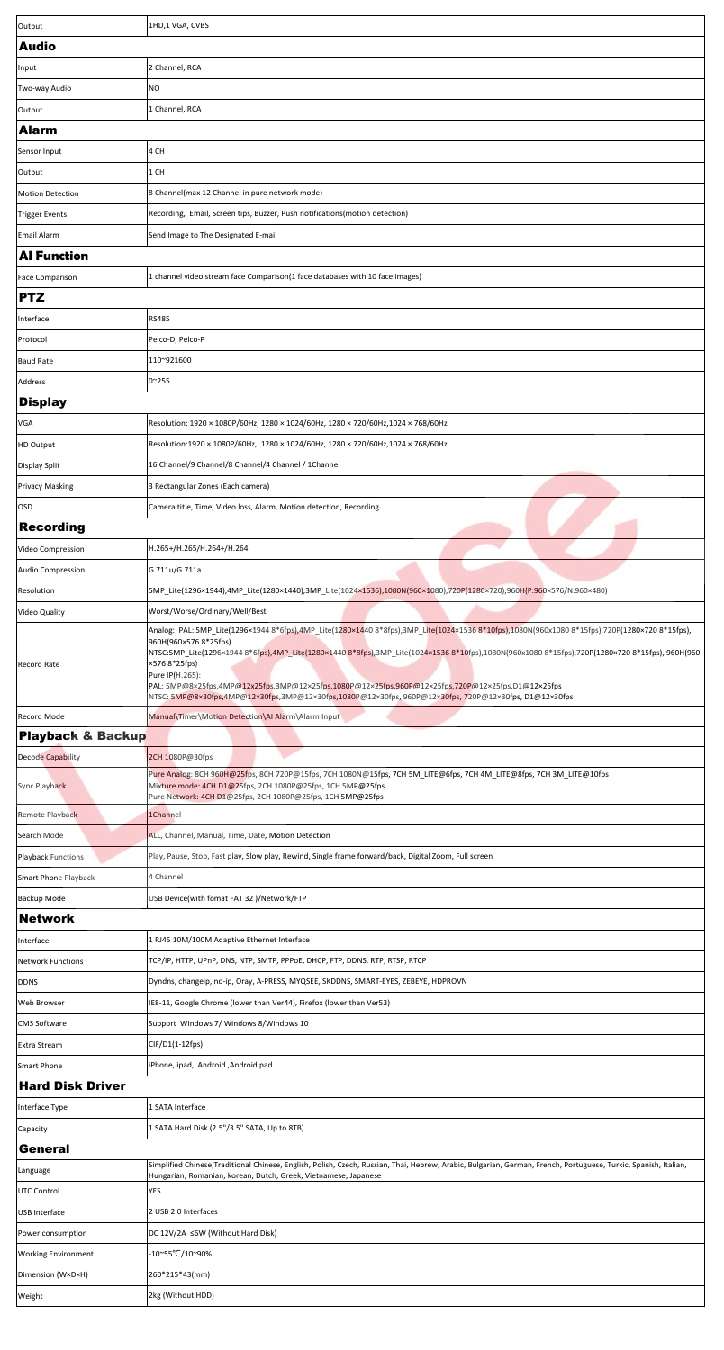| | |
|---|---|
| Output | 1HD,1 VGA, CVBS |
| **Audio** | |
| Input | 2 Channel, RCA |
| Two-way Audio | NO |
| Output | 1 Channel, RCA |
| **Alarm** | |
| Sensor Input | 4 CH |
| Output | 1 CH |
| Motion Detection | 8 Channel(max 12 Channel in pure network mode) |
| Trigger Events | Recording, Email, Screen tips, Buzzer, Push notifications(motion detection) |
| Email Alarm | Send Image to The Designated E-mail |
| **AI Function** | |
| Face Comparison | 1 channel video stream face Comparison(1 face databases with 10 face images) |
| **PTZ** | |
| Interface | RS485 |
| Protocol | Pelco-D, Pelco-P |
| Baud Rate | 110~921600 |
| Address | 0~255 |
| **Display** | |
| VGA | Resolution: 1920 × 1080P/60Hz, 1280 × 1024/60Hz, 1280 × 720/60Hz,1024 × 768/60Hz |
| HD Output | Resolution:1920 × 1080P/60Hz, 1280 × 1024/60Hz, 1280 × 720/60Hz,1024 × 768/60Hz |
| Display Split | 16 Channel/9 Channel/8 Channel/4 Channel / 1Channel |
| Privacy Masking | 3 Rectangular Zones (Each camera) |
| OSD | Camera title, Time, Video loss, Alarm, Motion detection, Recording |
| **Recording** | |
| Video Compression | H.265+/H.265/H.264+/H.264 |
| Audio Compression | G.711u/G.711a |
| Resolution | 5MP_Lite(1296×1944),4MP_Lite(1280×1440),3MP_Lite(1024×1536),1080N(960×1080),720P(1280×720),960H(P:960×576/N:960×480) |
| Video Quality | Worst/Worse/Ordinary/Well/Best |
| Record Rate | Analog: PAL: 5MP_Lite(1296×1944 8*6fps),4MP_Lite(1280×1440 8*8fps),3MP_Lite(1024×1536 8*10fps),1080N(960x1080 8*15fps),720P(1280×720 8*15fps), 960H(960×576 8*25fps)<br>NTSC:5MP_Lite(1296×1944 8*6fps),4MP_Lite(1280×1440 8*8fps),3MP_Lite(1024×1536 8*10fps),1080N(960x1080 8*15fps),720P(1280×720 8*15fps), 960H(960 ×576 8*25fps)<br>Pure IP(H.265):<br>PAL: 5MP@8×25fps,4MP@12x25fps,3MP@12×25fps,1080P@12×25fps,960P@12×25fps,720P@12×25fps,D1@12×25fps<br>NTSC: 5MP@8×30fps,4MP@12×30fps,3MP@12×30fps,1080P@12×30fps, 960P@12×30fps, 720P@12×30fps, D1@12×30fps |
| Record Mode | Manual\Timer\Motion Detection\AI Alarm\Alarm Input |
| **Playback & Backup** | |
| Decode Capability | 2CH 1080P@30fps |
| Sync Playback | Pure Analog: 8CH 960H@25fps, 8CH 720P@15fps, 7CH 1080N@15fps, 7CH 5M_LITE@6fps, 7CH 4M_LITE@8fps, 7CH 3M_LITE@10fps<br>Mixture mode: 4CH D1@25fps, 2CH 1080P@25fps, 1CH 5MP@25fps<br>Pure Network: 4CH D1@25fps, 2CH 1080P@25fps, 1CH 5MP@25fps |
| Remote Playback | 1Channel |
| Search Mode | ALL, Channel, Manual, Time, Date, Motion Detection |
| Playback Functions | Play, Pause, Stop, Fast play, Slow play, Rewind, Single frame forward/back, Digital Zoom, Full screen |
| Smart Phone Playback | 4 Channel |
| Backup Mode | USB Device(with fomat FAT 32 )/Network/FTP |
| **Network** | |
| Interface | 1 RJ45 10M/100M Adaptive Ethernet Interface |
| Network Functions | TCP/IP, HTTP, UPnP, DNS, NTP, SMTP, PPPoE, DHCP, FTP, DDNS, RTP, RTSP, RTCP |
| DDNS | Dyndns, changeip, no-ip, Oray, A-PRESS, MYQSEE, SKDDNS, SMART-EYES, ZEBEYE, HDPROVN |
| Web Browser | IE8-11, Google Chrome (lower than Ver44), Firefox (lower than Ver53) |
| CMS Software | Support Windows 7/ Windows 8/Windows 10 |
| Extra Stream | CIF/D1(1-12fps) |
| Smart Phone | iPhone, ipad, Android ,Android pad |
| **Hard Disk Driver** | |
| Interface Type | 1 SATA Interface |
| Capacity | 1 SATA Hard Disk (2.5"/3.5" SATA, Up to 8TB) |
| **General** | |
| Language | Simplified Chinese,Traditional Chinese, English, Polish, Czech, Russian, Thai, Hebrew, Arabic, Bulgarian, German, French, Portuguese, Turkic, Spanish, Italian, Hungarian, Romanian, korean, Dutch, Greek, Vietnamese, Japanese |
| UTC Control | YES |
| USB Interface | 2 USB 2.0 Interfaces |
| Power consumption | DC 12V/2A ≤6W (Without Hard Disk) |
| Working Environment | -10~55℃/10~90% |
| Dimension (W×D×H) | 260*215*43(mm) |
| Weight | 2kg (Without HDD) |